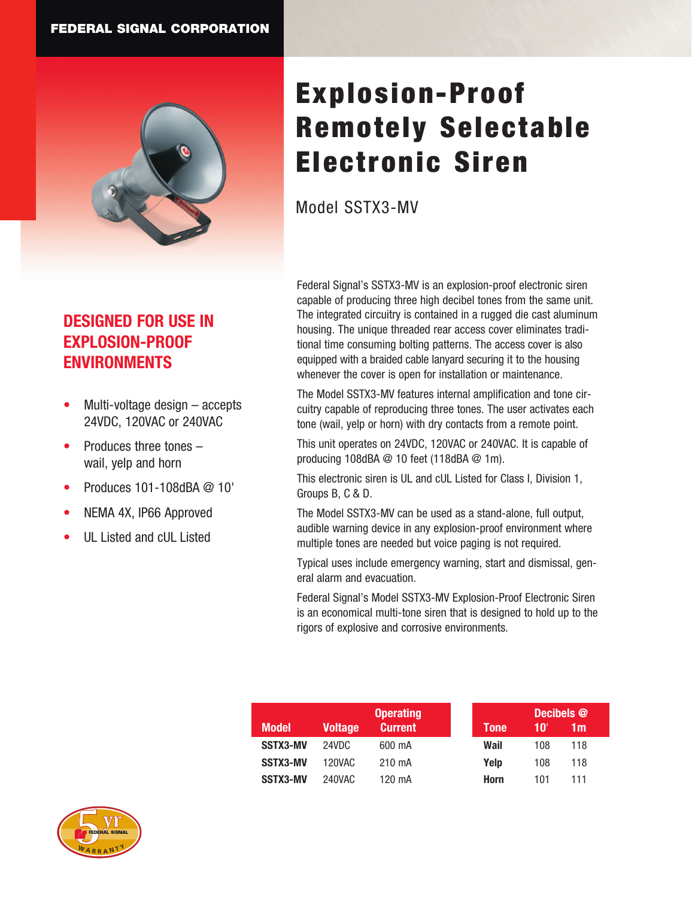FEDERAL SIGNAL CORPORATION

# Explosion-Proof Remotely Selectable Electronic Siren

Model SSTX3-MV

## DESIGNED FOR USE IN EXPLOSION-PROOF ENVIRONMENTS

- Multi-voltage design – accepts 24VDC, 120VAC or 240VAC
- Produces three tones – wail, yelp and horn
- Produces 101-108dBA @ 10'
- NEMA 4X, IP66 Approved
- UL Listed and cUL Listed

Federal Signal's SSTX3-MV is an explosion-proof electronic siren capable of producing three high decibel tones from the same unit. The integrated circuitry is contained in a rugged die cast aluminum housing. The unique threaded rear access cover eliminates traditional time consuming bolting patterns. The access cover is also equipped with a braided cable lanyard securing it to the housing whenever the cover is open for installation or maintenance.

The Model SSTX3-MV features internal amplification and tone circuitry capable of reproducing three tones. The user activates each tone (wail, yelp or horn) with dry contacts from a remote point.

This unit operates on 24VDC, 120VAC or 240VAC. It is capable of producing 108dBA @ 10 feet (118dBA @ 1m).

This electronic siren is UL and cUL Listed for Class I, Division 1, Groups B, C & D.

The Model SSTX3-MV can be used as a stand-alone, full output, audible warning device in any explosion-proof environment where multiple tones are needed but voice paging is not required.

Typical uses include emergency warning, start and dismissal, general alarm and evacuation.

Federal Signal's Model SSTX3-MV Explosion-Proof Electronic Siren is an economical multi-tone siren that is designed to hold up to the rigors of explosive and corrosive environments.

| Model | Voltage | Operating Current |
|---|---|---|
| **SSTX3-MV** | 24VDC | 600 mA |
| **SSTX3-MV** | 120VAC | 210 mA |
| **SSTX3-MV** | 240VAC | 120 mA |

| Tone | Decibels @ 10' | Decibels @ 1m |
|---|---|---|
| **Wail** | 108 | 118 |
| **Yelp** | 108 | 118 |
| **Horn** | 101 | 111 |

5 yr FEDERAL SIGNAL WARRANTY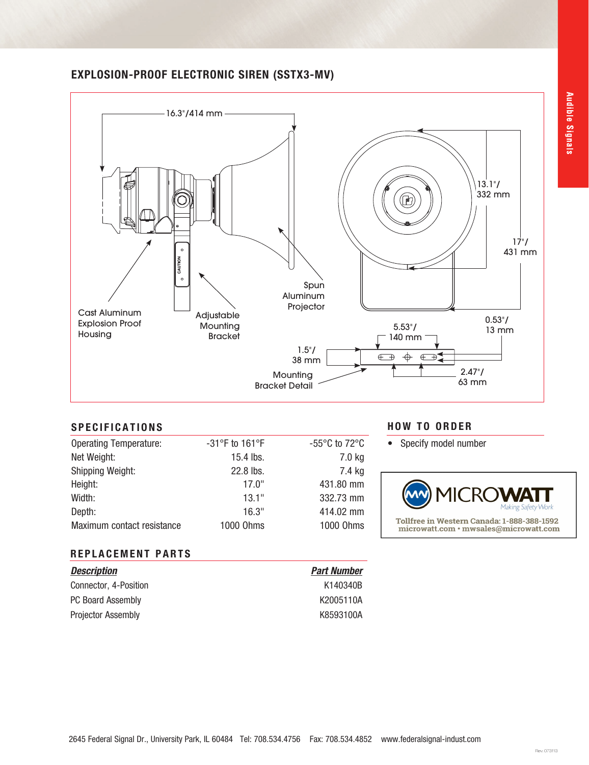## EXPLOSION-PROOF ELECTRONIC SIREN (SSTX3-MV)

16.3"/414 mm

13.1"/
332 mm

17"/
431 mm

Cast Aluminum
Explosion Proof
Housing

Adjustable
Mounting
Bracket

Spun
Aluminum
Projector

5.53"/
140 mm

0.53"/
13 mm

1.5"/
38 mm

2.47"/
63 mm

Mounting
Bracket Detail

### SPECIFICATIONS

| | | |
|---|---|---|
| Operating Temperature: | -31°F to 161°F | -55°C to 72°C |
| Net Weight: | 15.4 lbs. | 7.0 kg |
| Shipping Weight: | 22.8 lbs. | 7.4 kg |
| Height: | 17.0" | 431.80 mm |
| Width: | 13.1" | 332.73 mm |
| Depth: | 16.3" | 414.02 mm |
| Maximum contact resistance | 1000 Ohms | 1000 Ohms |

### HOW TO ORDER

- Specify model number

MICROWATT
Making Safety Work
Tollfree in Western Canada: 1-888-388-1592
microwatt.com • mwsales@microwatt.com

### REPLACEMENT PARTS

| ***Description*** | ***Part Number*** |
|---|---|
| Connector, 4-Position | K140340B |
| PC Board Assembly | K2005110A |
| Projector Assembly | K8593100A |

2645 Federal Signal Dr., University Park, IL 60484 Tel: 708.534.4756 Fax: 708.534.4852 www.federalsignal-indust.com

Rev. 073113